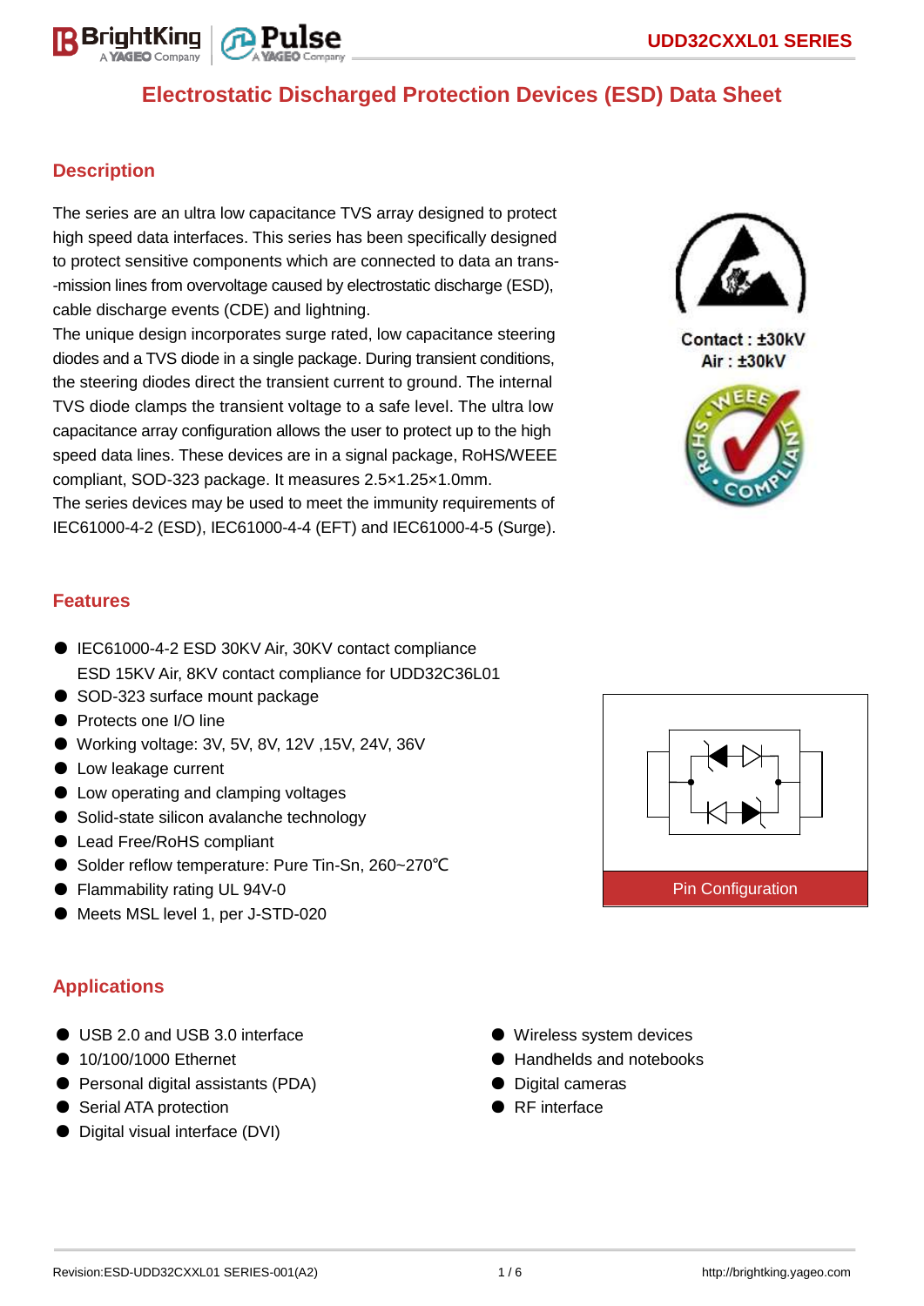# Electrostatic Discharged Protection Devices (ESD) Data Sheet

## Description

The series are an ultra low capacitance TVS array designed to protect high speed data interfaces. This series has been specifically designed to protect sensitive components which are connected to data an trans--mission lines from overvoltage caused by electrostatic discharge (ESD), cable discharge events (CDE) and lightning.

The unique design incorporates surge rated, low capacitance steering diodes and a TVS diode in a single package. During transient conditions, the steering diodes direct the transient current to ground. The internal TVS diode clamps the transient voltage to a safe level. The ultra low capacitance array configuration allows the user to protect up to the high speed data lines. These devices are in a signal package, RoHS/WEEE compliant, SOD-323 package. It measures 2.5×1.25×1.0mm.

The series devices may be used to meet the immunity requirements of IEC61000-4-2 (ESD), IEC61000-4-4 (EFT) and IEC61000-4-5 (Surge).

Contact : ±30kV
Air : ±30kV

## Features

- IEC61000-4-2 ESD 30KV Air, 30KV contact compliance
  ESD 15KV Air, 8KV contact compliance for UDD32C36L01
- SOD-323 surface mount package
- Protects one I/O line
- Working voltage: 3V, 5V, 8V, 12V ,15V, 24V, 36V
- Low leakage current
- Low operating and clamping voltages
- Solid-state silicon avalanche technology
- Lead Free/RoHS compliant
- Solder reflow temperature: Pure Tin-Sn, 260~270℃
- Flammability rating UL 94V-0
- Meets MSL level 1, per J-STD-020

Pin Configuration

## Applications

- USB 2.0 and USB 3.0 interface
- 10/100/1000 Ethernet
- Personal digital assistants (PDA)
- Serial ATA protection
- Digital visual interface (DVI)
- Wireless system devices
- Handhelds and notebooks
- Digital cameras
- RF interface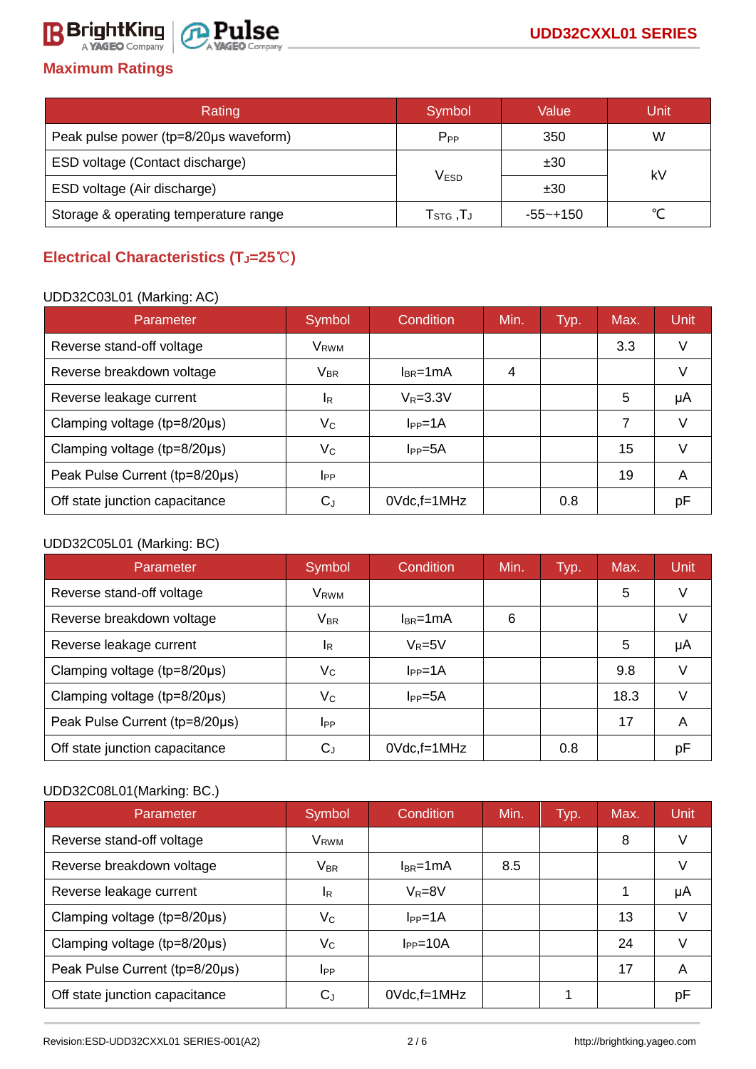## Maximum Ratings

| Rating | Symbol | Value | Unit |
|---|---|---|---|
| Peak pulse power (tp=8/20μs waveform) | $P_{PP}$ | 350 | W |
| ESD voltage (Contact discharge) | $V_{ESD}$ | ±30 | kV |
| ESD voltage (Air discharge) | | ±30 | |
| Storage & operating temperature range | $T_{STG}$ ,$T_J$ | -55~+150 | ℃ |

## Electrical Characteristics ($T_J$=25℃)

UDD32C03L01 (Marking: AC)

| Parameter | Symbol | Condition | Min. | Typ. | Max. | Unit |
|---|---|---|---|---|---|---|
| Reverse stand-off voltage | $V_{RWM}$ | | | | 3.3 | V |
| Reverse breakdown voltage | $V_{BR}$ | $I_{BR}$=1mA | 4 | | | V |
| Reverse leakage current | $I_R$ | $V_R$=3.3V | | | 5 | μA |
| Clamping voltage (tp=8/20μs) | $V_C$ | $I_{PP}$=1A | | | 7 | V |
| Clamping voltage (tp=8/20μs) | $V_C$ | $I_{PP}$=5A | | | 15 | V |
| Peak Pulse Current (tp=8/20μs) | $I_{PP}$ | | | | 19 | A |
| Off state junction capacitance | $C_J$ | 0Vdc,f=1MHz | | 0.8 | | pF |

UDD32C05L01 (Marking: BC)

| Parameter | Symbol | Condition | Min. | Typ. | Max. | Unit |
|---|---|---|---|---|---|---|
| Reverse stand-off voltage | $V_{RWM}$ | | | | 5 | V |
| Reverse breakdown voltage | $V_{BR}$ | $I_{BR}$=1mA | 6 | | | V |
| Reverse leakage current | $I_R$ | $V_R$=5V | | | 5 | μA |
| Clamping voltage (tp=8/20μs) | $V_C$ | $I_{PP}$=1A | | | 9.8 | V |
| Clamping voltage (tp=8/20μs) | $V_C$ | $I_{PP}$=5A | | | 18.3 | V |
| Peak Pulse Current (tp=8/20μs) | $I_{PP}$ | | | | 17 | A |
| Off state junction capacitance | $C_J$ | 0Vdc,f=1MHz | | 0.8 | | pF |

UDD32C08L01(Marking: BC.)

| Parameter | Symbol | Condition | Min. | Typ. | Max. | Unit |
|---|---|---|---|---|---|---|
| Reverse stand-off voltage | $V_{RWM}$ | | | | 8 | V |
| Reverse breakdown voltage | $V_{BR}$ | $I_{BR}$=1mA | 8.5 | | | V |
| Reverse leakage current | $I_R$ | $V_R$=8V | | | 1 | μA |
| Clamping voltage (tp=8/20μs) | $V_C$ | $I_{PP}$=1A | | | 13 | V |
| Clamping voltage (tp=8/20μs) | $V_C$ | $I_{PP}$=10A | | | 24 | V |
| Peak Pulse Current (tp=8/20μs) | $I_{PP}$ | | | | 17 | A |
| Off state junction capacitance | $C_J$ | 0Vdc,f=1MHz | | 1 | | pF |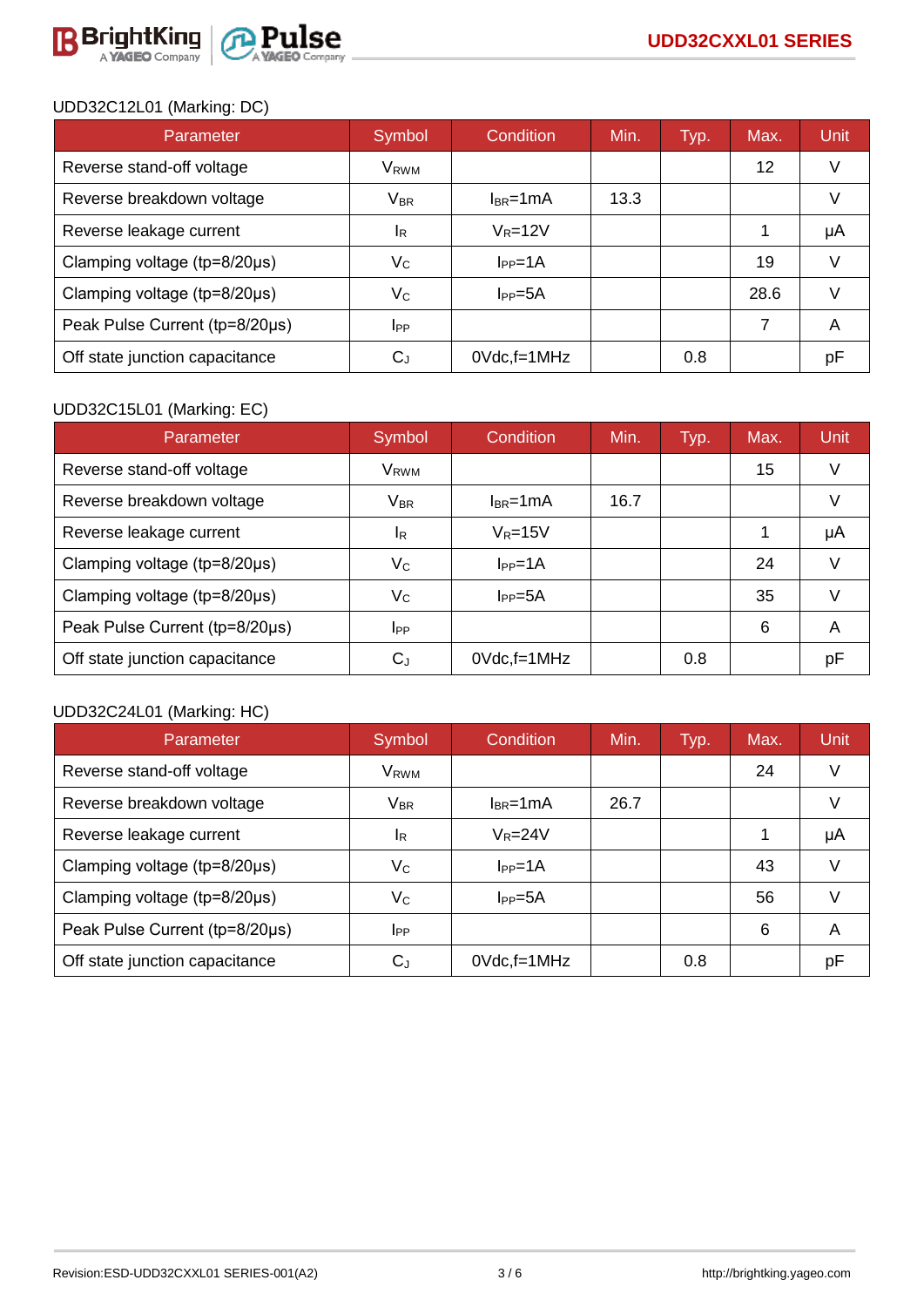UDD32C12L01 (Marking: DC)

| Parameter | Symbol | Condition | Min. | Typ. | Max. | Unit |
|---|---|---|---|---|---|---|
| Reverse stand-off voltage | $V_{RWM}$ | | | | 12 | V |
| Reverse breakdown voltage | $V_{BR}$ | $I_{BR}$=1mA | 13.3 | | | V |
| Reverse leakage current | $I_R$ | $V_R$=12V | | | 1 | μA |
| Clamping voltage (tp=8/20μs) | $V_C$ | $I_{PP}$=1A | | | 19 | V |
| Clamping voltage (tp=8/20μs) | $V_C$ | $I_{PP}$=5A | | | 28.6 | V |
| Peak Pulse Current (tp=8/20μs) | $I_{PP}$ | | | | 7 | A |
| Off state junction capacitance | $C_J$ | 0Vdc,f=1MHz | | 0.8 | | pF |

UDD32C15L01 (Marking: EC)

| Parameter | Symbol | Condition | Min. | Typ. | Max. | Unit |
|---|---|---|---|---|---|---|
| Reverse stand-off voltage | $V_{RWM}$ | | | | 15 | V |
| Reverse breakdown voltage | $V_{BR}$ | $I_{BR}$=1mA | 16.7 | | | V |
| Reverse leakage current | $I_R$ | $V_R$=15V | | | 1 | μA |
| Clamping voltage (tp=8/20μs) | $V_C$ | $I_{PP}$=1A | | | 24 | V |
| Clamping voltage (tp=8/20μs) | $V_C$ | $I_{PP}$=5A | | | 35 | V |
| Peak Pulse Current (tp=8/20μs) | $I_{PP}$ | | | | 6 | A |
| Off state junction capacitance | $C_J$ | 0Vdc,f=1MHz | | 0.8 | | pF |

UDD32C24L01 (Marking: HC)

| Parameter | Symbol | Condition | Min. | Typ. | Max. | Unit |
|---|---|---|---|---|---|---|
| Reverse stand-off voltage | $V_{RWM}$ | | | | 24 | V |
| Reverse breakdown voltage | $V_{BR}$ | $I_{BR}$=1mA | 26.7 | | | V |
| Reverse leakage current | $I_R$ | $V_R$=24V | | | 1 | μA |
| Clamping voltage (tp=8/20μs) | $V_C$ | $I_{PP}$=1A | | | 43 | V |
| Clamping voltage (tp=8/20μs) | $V_C$ | $I_{PP}$=5A | | | 56 | V |
| Peak Pulse Current (tp=8/20μs) | $I_{PP}$ | | | | 6 | A |
| Off state junction capacitance | $C_J$ | 0Vdc,f=1MHz | | 0.8 | | pF |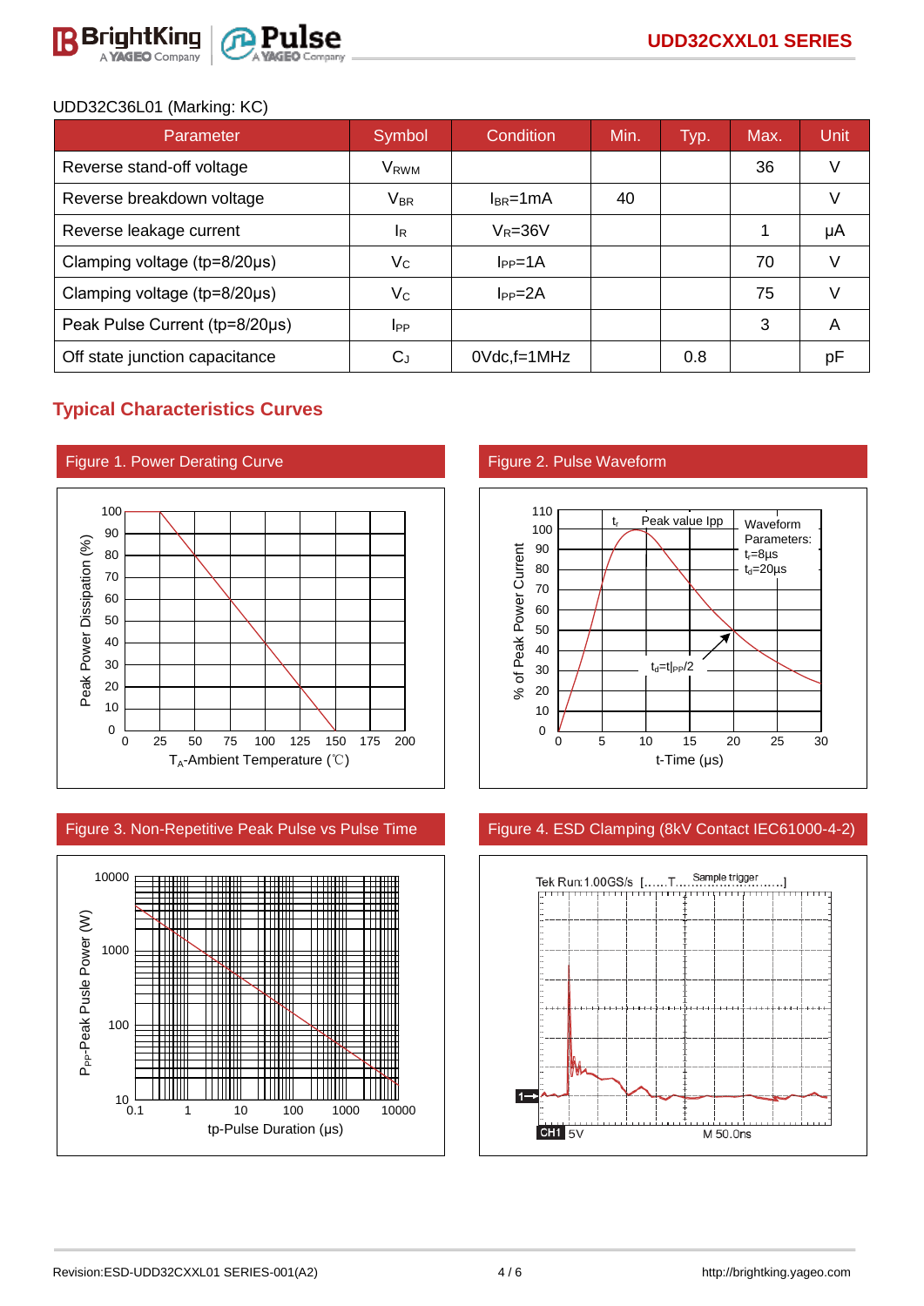UDD32C36L01 (Marking: KC)

| Parameter | Symbol | Condition | Min. | Typ. | Max. | Unit |
|---|---|---|---|---|---|---|
| Reverse stand-off voltage | $V_{RWM}$ | | | | 36 | V |
| Reverse breakdown voltage | $V_{BR}$ | $I_{BR}$=1mA | 40 | | | V |
| Reverse leakage current | $I_R$ | $V_R$=36V | | | 1 | μA |
| Clamping voltage (tp=8/20μs) | $V_C$ | $I_{PP}$=1A | | | 70 | V |
| Clamping voltage (tp=8/20μs) | $V_C$ | $I_{PP}$=2A | | | 75 | V |
| Peak Pulse Current (tp=8/20μs) | $I_{PP}$ | | | | 3 | A |
| Off state junction capacitance | $C_J$ | 0Vdc,f=1MHz | | 0.8 | | pF |

## Typical Characteristics Curves

Figure 1. Power Derating Curve

Figure 2. Pulse Waveform

Figure 3. Non-Repetitive Peak Pulse vs Pulse Time

Figure 4. ESD Clamping (8kV Contact IEC61000-4-2)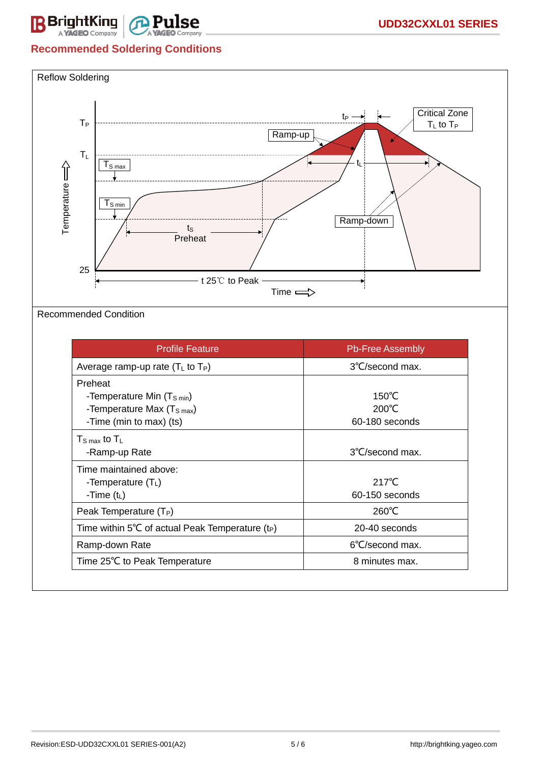## Recommended Soldering Conditions

Reflow Soldering

$T_P$

$T_L$

$T_{S\,max}$

$T_{S\,min}$

25

Temperature

$t_P$

Critical Zone $T_L$ to $T_P$

Ramp-up

$t_L$

$t_S$ Preheat

Ramp-down

t 25℃ to Peak

Time

Recommended Condition

| Profile Feature | Pb-Free Assembly |
|---|---|
| Average ramp-up rate ($T_L$ to $T_P$) | 3℃/second max. |
| Preheat<br>-Temperature Min ($T_{S\,min}$)<br>-Temperature Max ($T_{S\,max}$)<br>-Time (min to max) (ts) | <br>150℃<br>200℃<br>60-180 seconds |
| $T_{S\,max}$ to $T_L$<br>-Ramp-up Rate | <br>3℃/second max. |
| Time maintained above:<br>-Temperature ($T_L$)<br>-Time ($t_L$) | <br>217℃<br>60-150 seconds |
| Peak Temperature ($T_P$) | 260℃ |
| Time within 5℃ of actual Peak Temperature ($t_P$) | 20-40 seconds |
| Ramp-down Rate | 6℃/second max. |
| Time 25℃ to Peak Temperature | 8 minutes max. |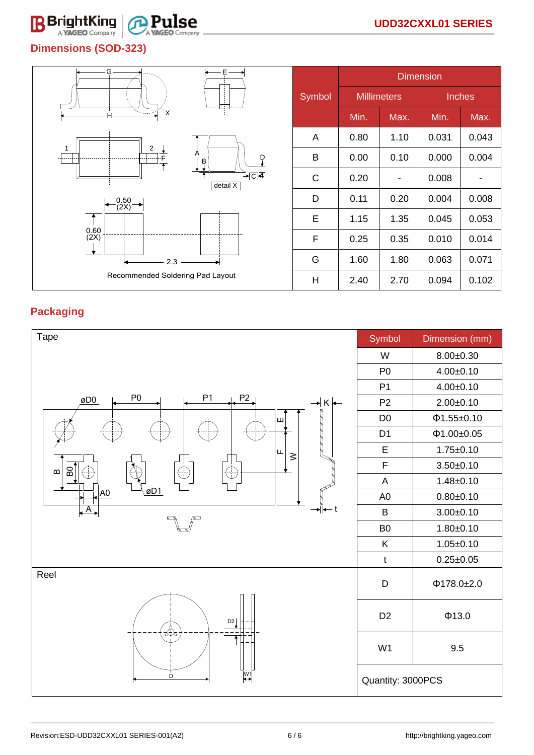## Dimensions (SOD-323)

G

E

H

X

1

2

F

A

B

D

C

detail X

0.50
(2X)

0.60
(2X)

2.3

Recommended Soldering Pad Layout

| Symbol | Dimension | | | |
|---|---|---|---|---|
| | Millimeters | | Inches | |
| | Min. | Max. | Min. | Max. |
| A | 0.80 | 1.10 | 0.031 | 0.043 |
| B | 0.00 | 0.10 | 0.000 | 0.004 |
| C | 0.20 | - | 0.008 | - |
| D | 0.11 | 0.20 | 0.004 | 0.008 |
| E | 1.15 | 1.35 | 0.045 | 0.053 |
| F | 0.25 | 0.35 | 0.010 | 0.014 |
| G | 1.60 | 1.80 | 0.063 | 0.071 |
| H | 2.40 | 2.70 | 0.094 | 0.102 |

## Packaging

Tape

øD0

P0

P1

P2

K

E

F

W

B

B0

A0

øD1

A

t

| Symbol | Dimension (mm) |
|---|---|
| W | 8.00±0.30 |
| P0 | 4.00±0.10 |
| P1 | 4.00±0.10 |
| P2 | 2.00±0.10 |
| D0 | Φ1.55±0.10 |
| D1 | Φ1.00±0.05 |
| E | 1.75±0.10 |
| F | 3.50±0.10 |
| A | 1.48±0.10 |
| A0 | 0.80±0.10 |
| B | 3.00±0.10 |
| B0 | 1.80±0.10 |
| K | 1.05±0.10 |
| t | 0.25±0.05 |

Reel

D2

D

W1

| Symbol | Dimension (mm) |
|---|---|
| D | Φ178.0±2.0 |
| D2 | Φ13.0 |
| W1 | 9.5 |

Quantity: 3000PCS